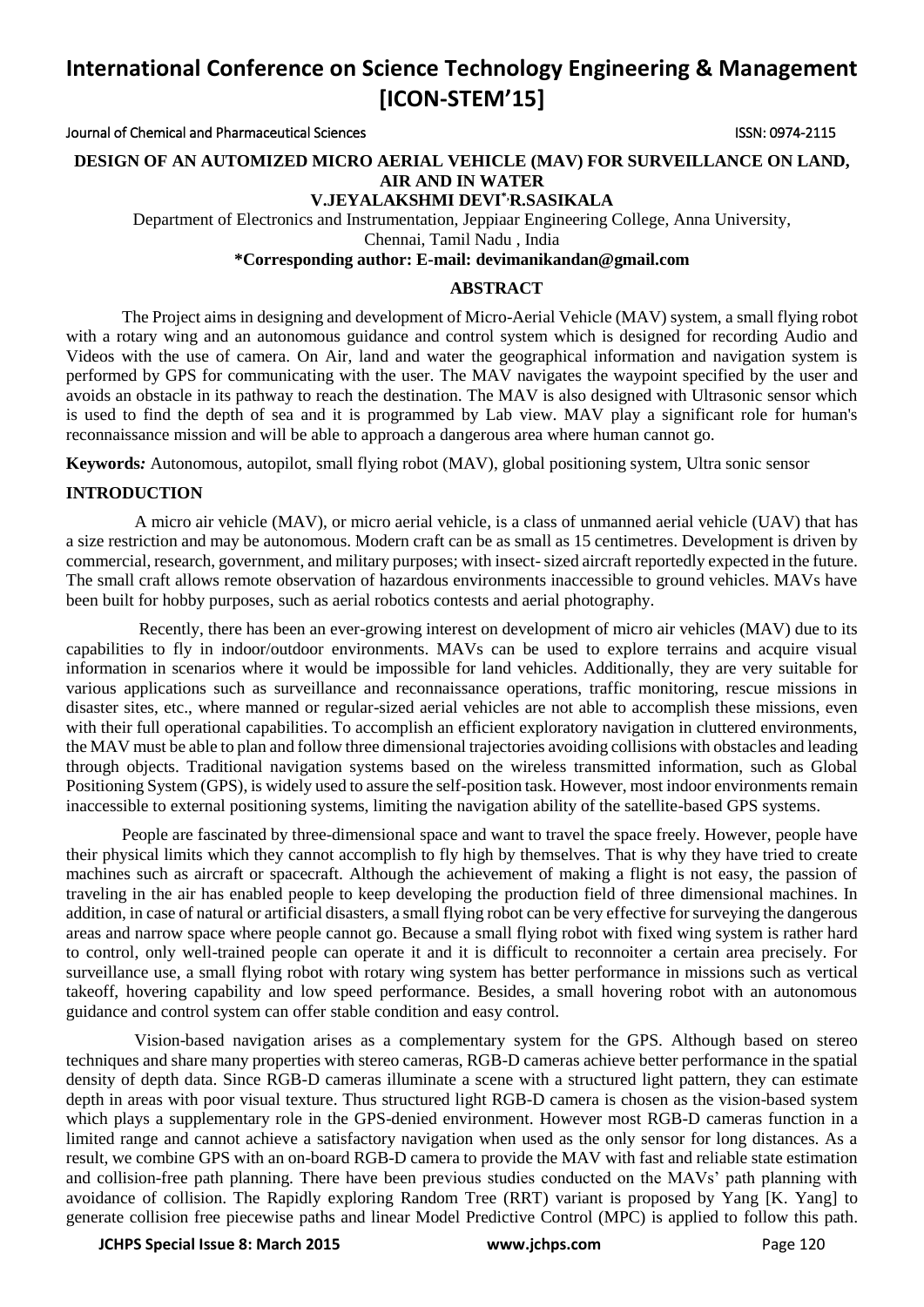# DESIGN OF AN AUTOMIZED MICRO AERIAL VEHICLE (MAV) FOR SURVEILLANCE ON LAND, AIR AND IN WATER

**V.JEYALAKSHMI DEVI*, R.SASIKALA**

Department of Electronics and Instrumentation, Jeppiaar Engineering College, Anna University, Chennai, Tamil Nadu , India

**\*Corresponding author: E-mail: devimanikandan@gmail.com**

## ABSTRACT

The Project aims in designing and development of Micro-Aerial Vehicle (MAV) system, a small flying robot with a rotary wing and an autonomous guidance and control system which is designed for recording Audio and Videos with the use of camera. On Air, land and water the geographical information and navigation system is performed by GPS for communicating with the user. The MAV navigates the waypoint specified by the user and avoids an obstacle in its pathway to reach the destination. The MAV is also designed with Ultrasonic sensor which is used to find the depth of sea and it is programmed by Lab view. MAV play a significant role for human's reconnaissance mission and will be able to approach a dangerous area where human cannot go.

**Keywords:** Autonomous, autopilot, small flying robot (MAV), global positioning system, Ultra sonic sensor

## INTRODUCTION

A micro air vehicle (MAV), or micro aerial vehicle, is a class of unmanned aerial vehicle (UAV) that has a size restriction and may be autonomous. Modern craft can be as small as 15 centimetres. Development is driven by commercial, research, government, and military purposes; with insect- sized aircraft reportedly expected in the future. The small craft allows remote observation of hazardous environments inaccessible to ground vehicles. MAVs have been built for hobby purposes, such as aerial robotics contests and aerial photography.

Recently, there has been an ever-growing interest on development of micro air vehicles (MAV) due to its capabilities to fly in indoor/outdoor environments. MAVs can be used to explore terrains and acquire visual information in scenarios where it would be impossible for land vehicles. Additionally, they are very suitable for various applications such as surveillance and reconnaissance operations, traffic monitoring, rescue missions in disaster sites, etc., where manned or regular-sized aerial vehicles are not able to accomplish these missions, even with their full operational capabilities. To accomplish an efficient exploratory navigation in cluttered environments, the MAV must be able to plan and follow three dimensional trajectories avoiding collisions with obstacles and leading through objects. Traditional navigation systems based on the wireless transmitted information, such as Global Positioning System (GPS), is widely used to assure the self-position task. However, most indoor environments remain inaccessible to external positioning systems, limiting the navigation ability of the satellite-based GPS systems.

People are fascinated by three-dimensional space and want to travel the space freely. However, people have their physical limits which they cannot accomplish to fly high by themselves. That is why they have tried to create machines such as aircraft or spacecraft. Although the achievement of making a flight is not easy, the passion of traveling in the air has enabled people to keep developing the production field of three dimensional machines. In addition, in case of natural or artificial disasters, a small flying robot can be very effective for surveying the dangerous areas and narrow space where people cannot go. Because a small flying robot with fixed wing system is rather hard to control, only well-trained people can operate it and it is difficult to reconnoiter a certain area precisely. For surveillance use, a small flying robot with rotary wing system has better performance in missions such as vertical takeoff, hovering capability and low speed performance. Besides, a small hovering robot with an autonomous guidance and control system can offer stable condition and easy control.

Vision-based navigation arises as a complementary system for the GPS. Although based on stereo techniques and share many properties with stereo cameras, RGB-D cameras achieve better performance in the spatial density of depth data. Since RGB-D cameras illuminate a scene with a structured light pattern, they can estimate depth in areas with poor visual texture. Thus structured light RGB-D camera is chosen as the vision-based system which plays a supplementary role in the GPS-denied environment. However most RGB-D cameras function in a limited range and cannot achieve a satisfactory navigation when used as the only sensor for long distances. As a result, we combine GPS with an on-board RGB-D camera to provide the MAV with fast and reliable state estimation and collision-free path planning. There have been previous studies conducted on the MAVs' path planning with avoidance of collision. The Rapidly exploring Random Tree (RRT) variant is proposed by Yang [K. Yang] to generate collision free piecewise paths and linear Model Predictive Control (MPC) is applied to follow this path.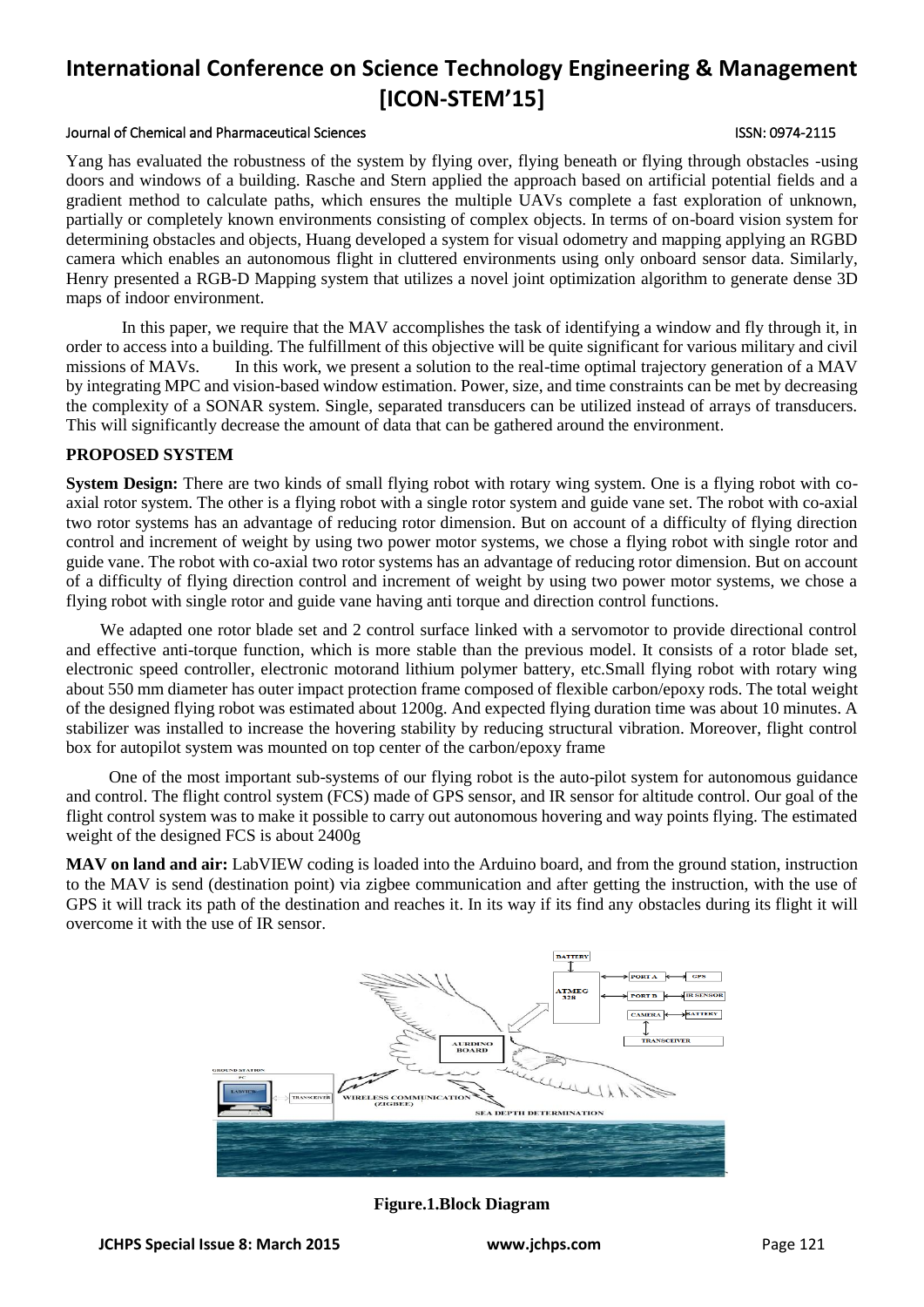Yang has evaluated the robustness of the system by flying over, flying beneath or flying through obstacles -using doors and windows of a building. Rasche and Stern applied the approach based on artificial potential fields and a gradient method to calculate paths, which ensures the multiple UAVs complete a fast exploration of unknown, partially or completely known environments consisting of complex objects. In terms of on-board vision system for determining obstacles and objects, Huang developed a system for visual odometry and mapping applying an RGBD camera which enables an autonomous flight in cluttered environments using only onboard sensor data. Similarly, Henry presented a RGB-D Mapping system that utilizes a novel joint optimization algorithm to generate dense 3D maps of indoor environment.

In this paper, we require that the MAV accomplishes the task of identifying a window and fly through it, in order to access into a building. The fulfillment of this objective will be quite significant for various military and civil missions of MAVs. In this work, we present a solution to the real-time optimal trajectory generation of a MAV by integrating MPC and vision-based window estimation. Power, size, and time constraints can be met by decreasing the complexity of a SONAR system. Single, separated transducers can be utilized instead of arrays of transducers. This will significantly decrease the amount of data that can be gathered around the environment.

**PROPOSED SYSTEM**

**System Design:** There are two kinds of small flying robot with rotary wing system. One is a flying robot with co-axial rotor system. The other is a flying robot with a single rotor system and guide vane set. The robot with co-axial two rotor systems has an advantage of reducing rotor dimension. But on account of a difficulty of flying direction control and increment of weight by using two power motor systems, we chose a flying robot with single rotor and guide vane. The robot with co-axial two rotor systems has an advantage of reducing rotor dimension. But on account of a difficulty of flying direction control and increment of weight by using two power motor systems, we chose a flying robot with single rotor and guide vane having anti torque and direction control functions.

We adapted one rotor blade set and 2 control surface linked with a servomotor to provide directional control and effective anti-torque function, which is more stable than the previous model. It consists of a rotor blade set, electronic speed controller, electronic motorand lithium polymer battery, etc.Small flying robot with rotary wing about 550 mm diameter has outer impact protection frame composed of flexible carbon/epoxy rods. The total weight of the designed flying robot was estimated about 1200g. And expected flying duration time was about 10 minutes. A stabilizer was installed to increase the hovering stability by reducing structural vibration. Moreover, flight control box for autopilot system was mounted on top center of the carbon/epoxy frame

One of the most important sub-systems of our flying robot is the auto-pilot system for autonomous guidance and control. The flight control system (FCS) made of GPS sensor, and IR sensor for altitude control. Our goal of the flight control system was to make it possible to carry out autonomous hovering and way points flying. The estimated weight of the designed FCS is about 2400g

**MAV on land and air:** LabVIEW coding is loaded into the Arduino board, and from the ground station, instruction to the MAV is send (destination point) via zigbee communication and after getting the instruction, with the use of GPS it will track its path of the destination and reaches it. In its way if its find any obstacles during its flight it will overcome it with the use of IR sensor.

**Figure.1.Block Diagram**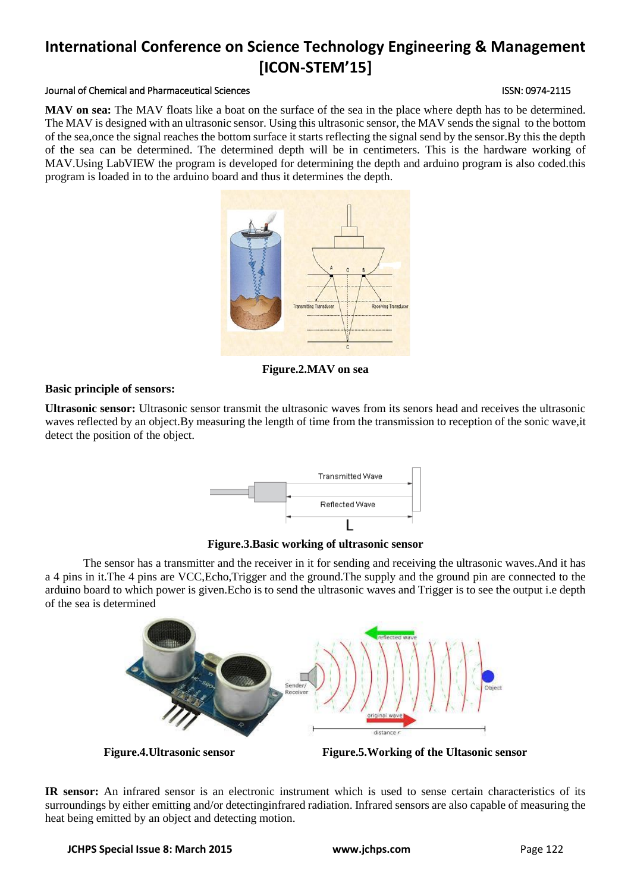**MAV on sea:** The MAV floats like a boat on the surface of the sea in the place where depth has to be determined. The MAV is designed with an ultrasonic sensor. Using this ultrasonic sensor, the MAV sends the signal to the bottom of the sea,once the signal reaches the bottom surface it starts reflecting the signal send by the sensor.By this the depth of the sea can be determined. The determined depth will be in centimeters. This is the hardware working of MAV.Using LabVIEW the program is developed for determining the depth and arduino program is also coded.this program is loaded in to the arduino board and thus it determines the depth.

**Figure.2.MAV on sea**

**Basic principle of sensors:**

**Ultrasonic sensor:** Ultrasonic sensor transmit the ultrasonic waves from its senors head and receives the ultrasonic waves reflected by an object.By measuring the length of time from the transmission to reception of the sonic wave,it detect the position of the object.

**Figure.3.Basic working of ultrasonic sensor**

The sensor has a transmitter and the receiver in it for sending and receiving the ultrasonic waves.And it has a 4 pins in it.The 4 pins are VCC,Echo,Trigger and the ground.The supply and the ground pin are connected to the arduino board to which power is given.Echo is to send the ultrasonic waves and Trigger is to see the output i.e depth of the sea is determined

**Figure.4.Ultrasonic sensor**

**Figure.5.Working of the Ultasonic sensor**

**IR sensor:** An infrared sensor is an electronic instrument which is used to sense certain characteristics of its surroundings by either emitting and/or detectinginfrared radiation. Infrared sensors are also capable of measuring the heat being emitted by an object and detecting motion.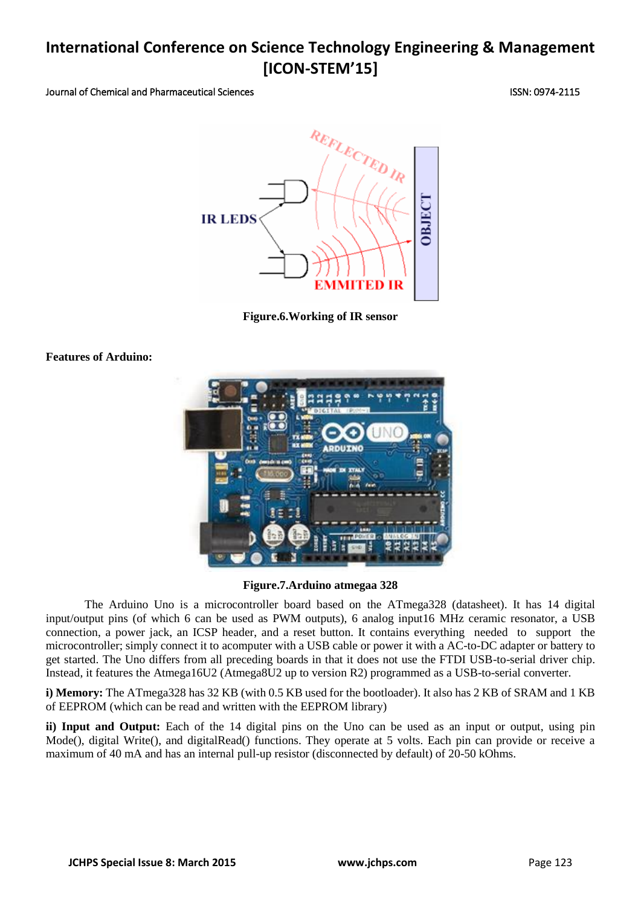Figure.6.Working of IR sensor

**Features of Arduino:**

Figure.7.Arduino atmegaa 328

The Arduino Uno is a microcontroller board based on the ATmega328 (datasheet). It has 14 digital input/output pins (of which 6 can be used as PWM outputs), 6 analog input16 MHz ceramic resonator, a USB connection, a power jack, an ICSP header, and a reset button. It contains everything needed to support the microcontroller; simply connect it to acomputer with a USB cable or power it with a AC-to-DC adapter or battery to get started. The Uno differs from all preceding boards in that it does not use the FTDI USB-to-serial driver chip. Instead, it features the Atmega16U2 (Atmega8U2 up to version R2) programmed as a USB-to-serial converter.

**i) Memory:** The ATmega328 has 32 KB (with 0.5 KB used for the bootloader). It also has 2 KB of SRAM and 1 KB of EEPROM (which can be read and written with the EEPROM library)

**ii) Input and Output:** Each of the 14 digital pins on the Uno can be used as an input or output, using pin Mode(), digital Write(), and digitalRead() functions. They operate at 5 volts. Each pin can provide or receive a maximum of 40 mA and has an internal pull-up resistor (disconnected by default) of 20-50 kOhms.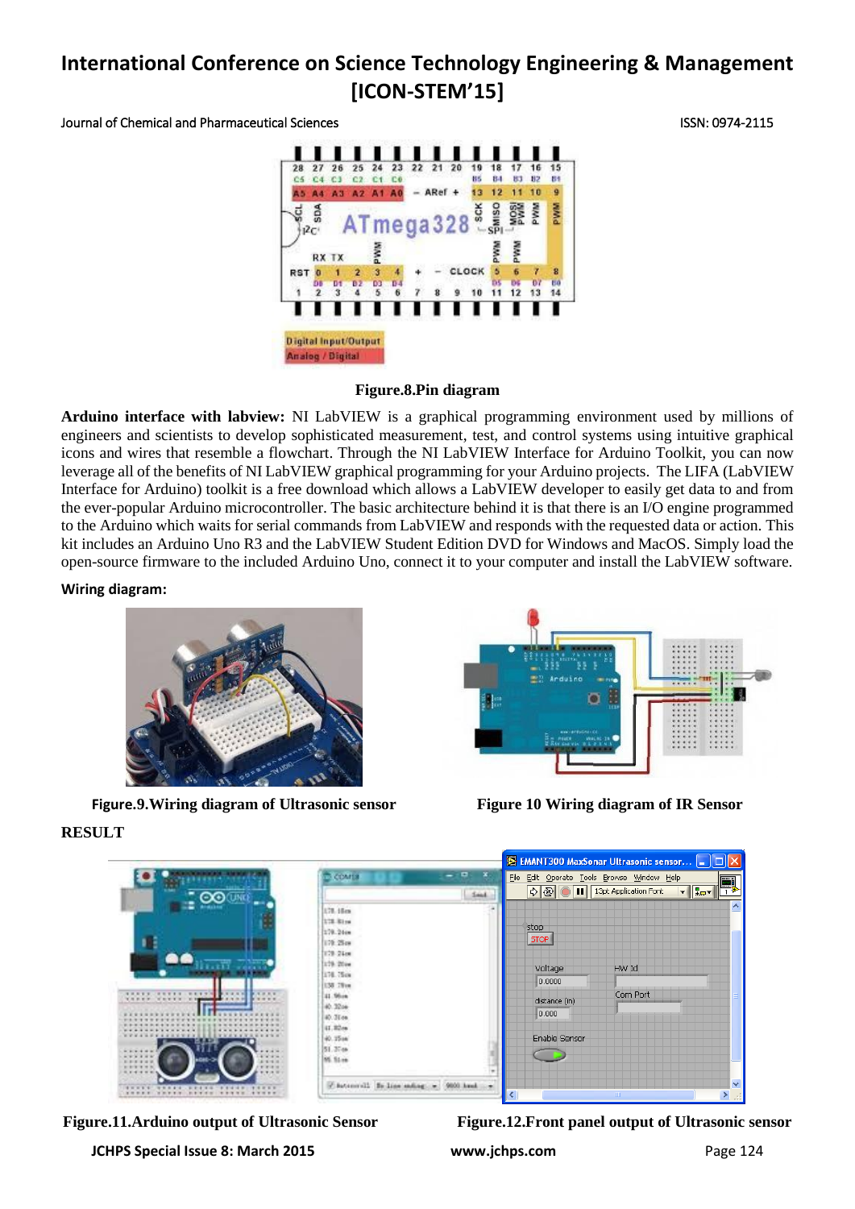Figure.8.Pin diagram

**Arduino interface with labview:** NI LabVIEW is a graphical programming environment used by millions of engineers and scientists to develop sophisticated measurement, test, and control systems using intuitive graphical icons and wires that resemble a flowchart. Through the NI LabVIEW Interface for Arduino Toolkit, you can now leverage all of the benefits of NI LabVIEW graphical programming for your Arduino projects. The LIFA (LabVIEW Interface for Arduino) toolkit is a free download which allows a LabVIEW developer to easily get data to and from the ever-popular Arduino microcontroller. The basic architecture behind it is that there is an I/O engine programmed to the Arduino which waits for serial commands from LabVIEW and responds with the requested data or action. This kit includes an Arduino Uno R3 and the LabVIEW Student Edition DVD for Windows and MacOS. Simply load the open-source firmware to the included Arduino Uno, connect it to your computer and install the LabVIEW software.

**Wiring diagram:**

Figure.9.Wiring diagram of Ultrasonic sensor

Figure 10 Wiring diagram of IR Sensor

## RESULT

Figure.11.Arduino output of Ultrasonic Sensor

Figure.12.Front panel output of Ultrasonic sensor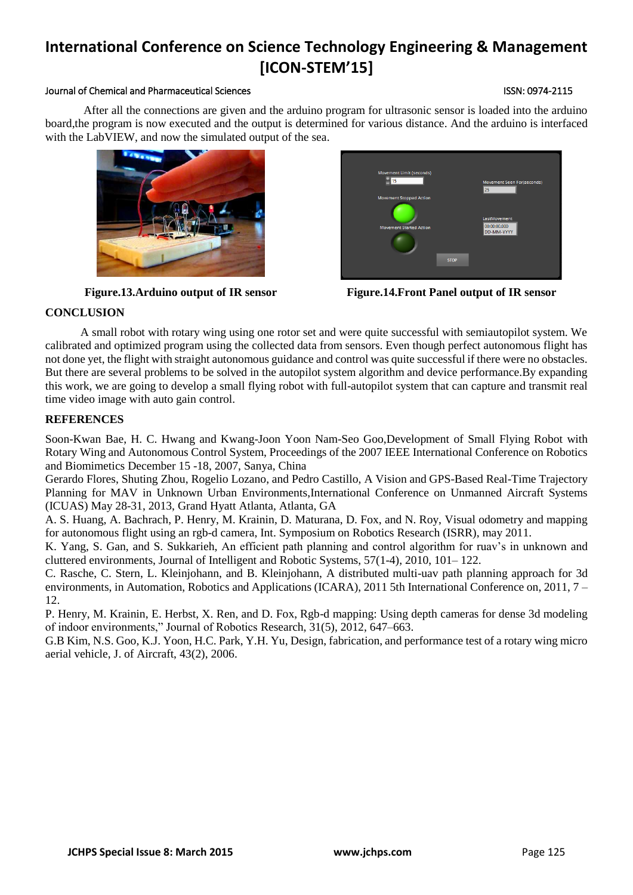After all the connections are given and the arduino program for ultrasonic sensor is loaded into the arduino board,the program is now executed and the output is determined for various distance. And the arduino is interfaced with the LabVIEW, and now the simulated output of the sea.

**Figure.13.Arduino output of IR sensor**

**Figure.14.Front Panel output of IR sensor**

## CONCLUSION

A small robot with rotary wing using one rotor set and were quite successful with semiautopilot system. We calibrated and optimized program using the collected data from sensors. Even though perfect autonomous flight has not done yet, the flight with straight autonomous guidance and control was quite successful if there were no obstacles. But there are several problems to be solved in the autopilot system algorithm and device performance.By expanding this work, we are going to develop a small flying robot with full-autopilot system that can capture and transmit real time video image with auto gain control.

## REFERENCES

Soon-Kwan Bae, H. C. Hwang and Kwang-Joon Yoon Nam-Seo Goo,Development of Small Flying Robot with Rotary Wing and Autonomous Control System, Proceedings of the 2007 IEEE International Conference on Robotics and Biomimetics December 15 -18, 2007, Sanya, China

Gerardo Flores, Shuting Zhou, Rogelio Lozano, and Pedro Castillo, A Vision and GPS-Based Real-Time Trajectory Planning for MAV in Unknown Urban Environments,International Conference on Unmanned Aircraft Systems (ICUAS) May 28-31, 2013, Grand Hyatt Atlanta, Atlanta, GA

A. S. Huang, A. Bachrach, P. Henry, M. Krainin, D. Maturana, D. Fox, and N. Roy, Visual odometry and mapping for autonomous flight using an rgb-d camera, Int. Symposium on Robotics Research (ISRR), may 2011.

K. Yang, S. Gan, and S. Sukkarieh, An efficient path planning and control algorithm for ruav's in unknown and cluttered environments, Journal of Intelligent and Robotic Systems, 57(1-4), 2010, 101– 122.

C. Rasche, C. Stern, L. Kleinjohann, and B. Kleinjohann, A distributed multi-uav path planning approach for 3d environments, in Automation, Robotics and Applications (ICARA), 2011 5th International Conference on, 2011, 7 – 12.

P. Henry, M. Krainin, E. Herbst, X. Ren, and D. Fox, Rgb-d mapping: Using depth cameras for dense 3d modeling of indoor environments," Journal of Robotics Research, 31(5), 2012, 647–663.

G.B Kim, N.S. Goo, K.J. Yoon, H.C. Park, Y.H. Yu, Design, fabrication, and performance test of a rotary wing micro aerial vehicle, J. of Aircraft, 43(2), 2006.